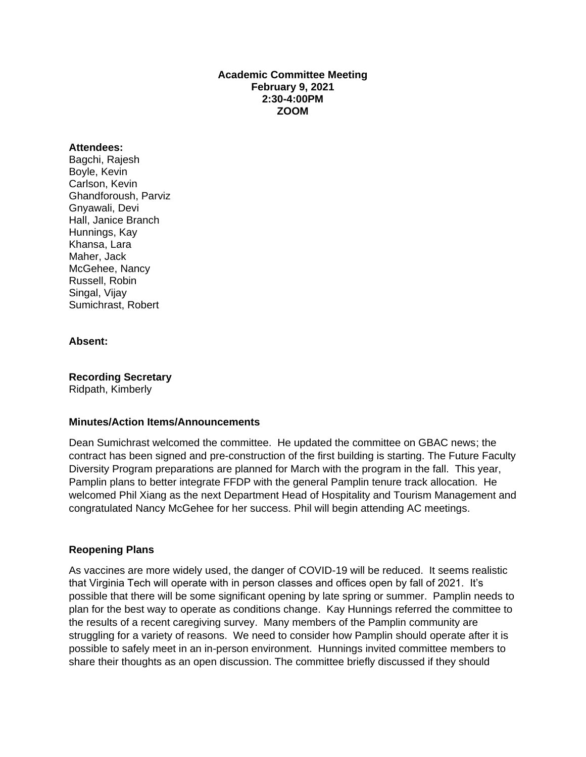**Academic Committee Meeting**
**February 9, 2021**
**2:30-4:00PM**
**ZOOM**

**Attendees:**
Bagchi, Rajesh
Boyle, Kevin
Carlson, Kevin
Ghandforoush, Parviz
Gnyawali, Devi
Hall, Janice Branch
Hunnings, Kay
Khansa, Lara
Maher, Jack
McGehee, Nancy
Russell, Robin
Singal, Vijay
Sumichrast, Robert

**Absent:**

**Recording Secretary**
Ridpath, Kimberly

**Minutes/Action Items/Announcements**

Dean Sumichrast welcomed the committee. He updated the committee on GBAC news; the contract has been signed and pre-construction of the first building is starting. The Future Faculty Diversity Program preparations are planned for March with the program in the fall. This year, Pamplin plans to better integrate FFDP with the general Pamplin tenure track allocation. He welcomed Phil Xiang as the next Department Head of Hospitality and Tourism Management and congratulated Nancy McGehee for her success. Phil will begin attending AC meetings.

**Reopening Plans**

As vaccines are more widely used, the danger of COVID-19 will be reduced. It seems realistic that Virginia Tech will operate with in person classes and offices open by fall of 2021. It's possible that there will be some significant opening by late spring or summer. Pamplin needs to plan for the best way to operate as conditions change. Kay Hunnings referred the committee to the results of a recent caregiving survey. Many members of the Pamplin community are struggling for a variety of reasons. We need to consider how Pamplin should operate after it is possible to safely meet in an in-person environment. Hunnings invited committee members to share their thoughts as an open discussion. The committee briefly discussed if they should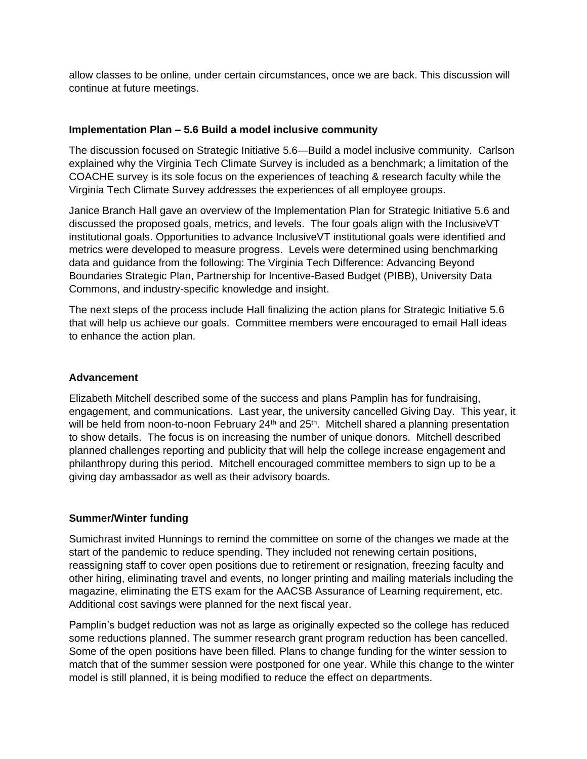allow classes to be online, under certain circumstances, once we are back. This discussion will continue at future meetings.

**Implementation Plan – 5.6 Build a model inclusive community**

The discussion focused on Strategic Initiative 5.6—Build a model inclusive community. Carlson explained why the Virginia Tech Climate Survey is included as a benchmark; a limitation of the COACHE survey is its sole focus on the experiences of teaching & research faculty while the Virginia Tech Climate Survey addresses the experiences of all employee groups.

Janice Branch Hall gave an overview of the Implementation Plan for Strategic Initiative 5.6 and discussed the proposed goals, metrics, and levels. The four goals align with the InclusiveVT institutional goals. Opportunities to advance InclusiveVT institutional goals were identified and metrics were developed to measure progress. Levels were determined using benchmarking data and guidance from the following: The Virginia Tech Difference: Advancing Beyond Boundaries Strategic Plan, Partnership for Incentive-Based Budget (PIBB), University Data Commons, and industry-specific knowledge and insight.

The next steps of the process include Hall finalizing the action plans for Strategic Initiative 5.6 that will help us achieve our goals. Committee members were encouraged to email Hall ideas to enhance the action plan.

**Advancement**

Elizabeth Mitchell described some of the success and plans Pamplin has for fundraising, engagement, and communications. Last year, the university cancelled Giving Day. This year, it will be held from noon-to-noon February 24th and 25th. Mitchell shared a planning presentation to show details. The focus is on increasing the number of unique donors. Mitchell described planned challenges reporting and publicity that will help the college increase engagement and philanthropy during this period. Mitchell encouraged committee members to sign up to be a giving day ambassador as well as their advisory boards.

**Summer/Winter funding**

Sumichrast invited Hunnings to remind the committee on some of the changes we made at the start of the pandemic to reduce spending. They included not renewing certain positions, reassigning staff to cover open positions due to retirement or resignation, freezing faculty and other hiring, eliminating travel and events, no longer printing and mailing materials including the magazine, eliminating the ETS exam for the AACSB Assurance of Learning requirement, etc. Additional cost savings were planned for the next fiscal year.

Pamplin's budget reduction was not as large as originally expected so the college has reduced some reductions planned. The summer research grant program reduction has been cancelled. Some of the open positions have been filled. Plans to change funding for the winter session to match that of the summer session were postponed for one year. While this change to the winter model is still planned, it is being modified to reduce the effect on departments.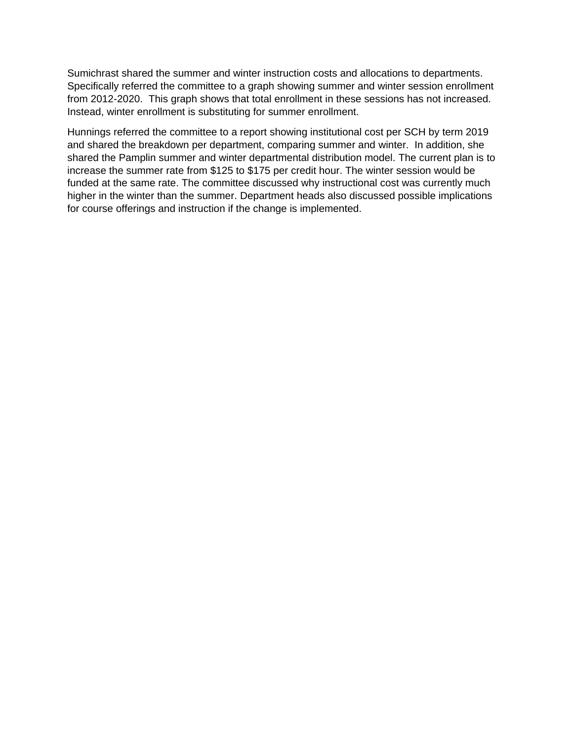Sumichrast shared the summer and winter instruction costs and allocations to departments. Specifically referred the committee to a graph showing summer and winter session enrollment from 2012-2020. This graph shows that total enrollment in these sessions has not increased. Instead, winter enrollment is substituting for summer enrollment.

Hunnings referred the committee to a report showing institutional cost per SCH by term 2019 and shared the breakdown per department, comparing summer and winter. In addition, she shared the Pamplin summer and winter departmental distribution model. The current plan is to increase the summer rate from $125 to $175 per credit hour. The winter session would be funded at the same rate. The committee discussed why instructional cost was currently much higher in the winter than the summer. Department heads also discussed possible implications for course offerings and instruction if the change is implemented.